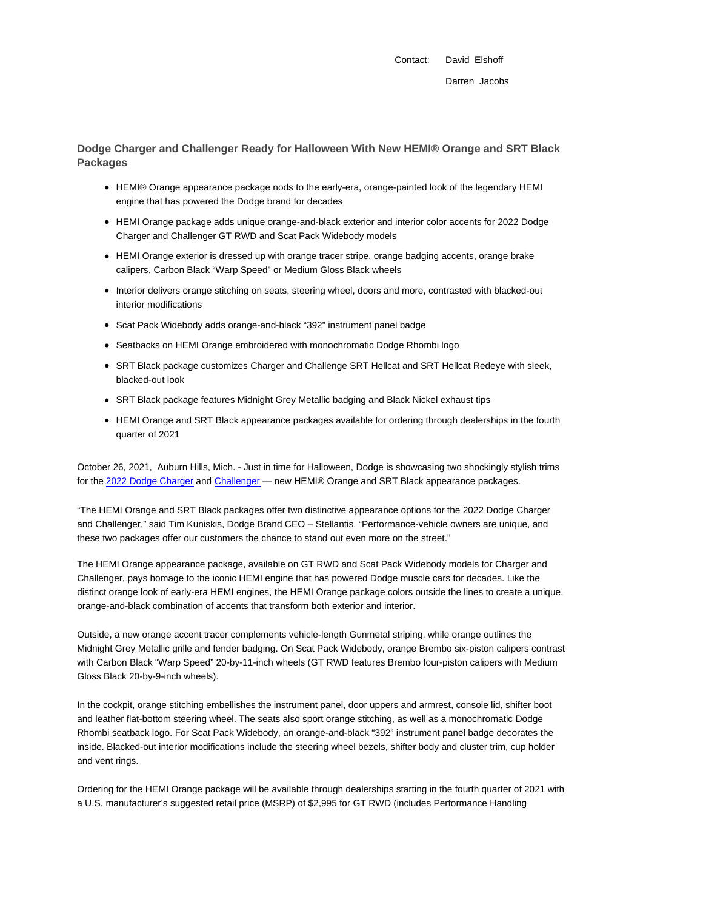Contact: David Elshoff

Darren Jacobs

## Dodge Charger and Challenger Ready for Halloween With New HEMI® Orange and SRT Black Packages

- HEMI® Orange appearance package nods to the early-era, orange-painted look of the legendary HEMI engine that has powered the Dodge brand for decades
- HEMI Orange package adds unique orange-and-black exterior and interior color accents for 2022 Dodge Charger and Challenger GT RWD and Scat Pack Widebody models
- HEMI Orange exterior is dressed up with orange tracer stripe, orange badging accents, orange brake calipers, Carbon Black "Warp Speed" or Medium Gloss Black wheels
- Interior delivers orange stitching on seats, steering wheel, doors and more, contrasted with blacked-out interior modifications
- Scat Pack Widebody adds orange-and-black "392" instrument panel badge
- Seatbacks on HEMI Orange embroidered with monochromatic Dodge Rhombi logo
- SRT Black package customizes Charger and Challenge SRT Hellcat and SRT Hellcat Redeye with sleek, blacked-out look
- SRT Black package features Midnight Grey Metallic badging and Black Nickel exhaust tips
- HEMI Orange and SRT Black appearance packages available for ordering through dealerships in the fourth quarter of 2021

October 26, 2021, Auburn Hills, Mich. - Just in time for Halloween, Dodge is showcasing two shockingly stylish trims for the [2022 Dodge Charger] and [Challenger] — new HEMI® Orange and SRT Black appearance packages.

"The HEMI Orange and SRT Black packages offer two distinctive appearance options for the 2022 Dodge Charger and Challenger," said Tim Kuniskis, Dodge Brand CEO – Stellantis. "Performance-vehicle owners are unique, and these two packages offer our customers the chance to stand out even more on the street."

The HEMI Orange appearance package, available on GT RWD and Scat Pack Widebody models for Charger and Challenger, pays homage to the iconic HEMI engine that has powered Dodge muscle cars for decades. Like the distinct orange look of early-era HEMI engines, the HEMI Orange package colors outside the lines to create a unique, orange-and-black combination of accents that transform both exterior and interior.

Outside, a new orange accent tracer complements vehicle-length Gunmetal striping, while orange outlines the Midnight Grey Metallic grille and fender badging. On Scat Pack Widebody, orange Brembo six-piston calipers contrast with Carbon Black "Warp Speed" 20-by-11-inch wheels (GT RWD features Brembo four-piston calipers with Medium Gloss Black 20-by-9-inch wheels).

In the cockpit, orange stitching embellishes the instrument panel, door uppers and armrest, console lid, shifter boot and leather flat-bottom steering wheel. The seats also sport orange stitching, as well as a monochromatic Dodge Rhombi seatback logo. For Scat Pack Widebody, an orange-and-black "392" instrument panel badge decorates the inside. Blacked-out interior modifications include the steering wheel bezels, shifter body and cluster trim, cup holder and vent rings.

Ordering for the HEMI Orange package will be available through dealerships starting in the fourth quarter of 2021 with a U.S. manufacturer's suggested retail price (MSRP) of $2,995 for GT RWD (includes Performance Handling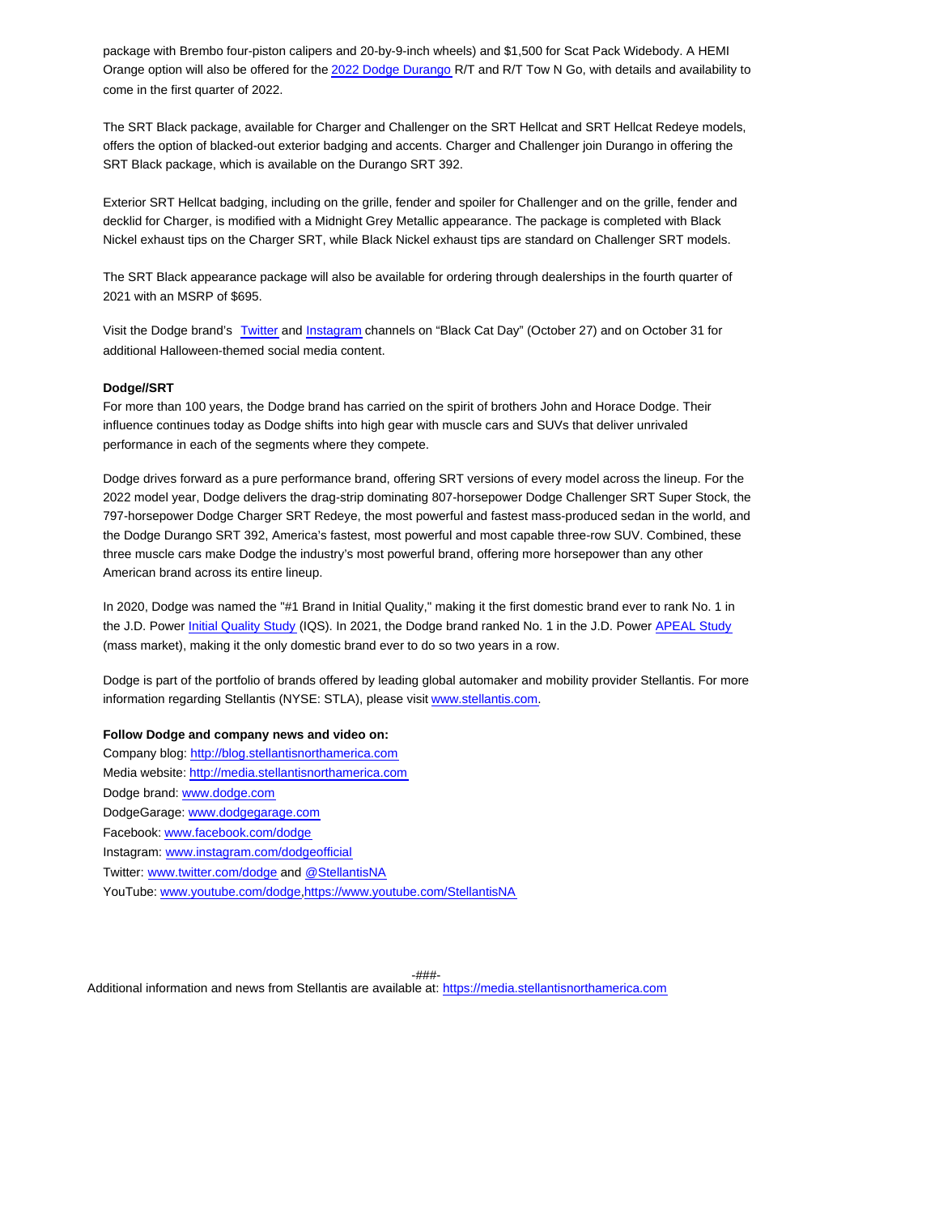package with Brembo four-piston calipers and 20-by-9-inch wheels) and $1,500 for Scat Pack Widebody. A HEMI Orange option will also be offered for the 2022 Dodge Durango R/T and R/T Tow N Go, with details and availability to come in the first quarter of 2022.

The SRT Black package, available for Charger and Challenger on the SRT Hellcat and SRT Hellcat Redeye models, offers the option of blacked-out exterior badging and accents. Charger and Challenger join Durango in offering the SRT Black package, which is available on the Durango SRT 392.

Exterior SRT Hellcat badging, including on the grille, fender and spoiler for Challenger and on the grille, fender and decklid for Charger, is modified with a Midnight Grey Metallic appearance. The package is completed with Black Nickel exhaust tips on the Charger SRT, while Black Nickel exhaust tips are standard on Challenger SRT models.

The SRT Black appearance package will also be available for ordering through dealerships in the fourth quarter of 2021 with an MSRP of $695.

Visit the Dodge brand's Twitter and Instagram channels on "Black Cat Day" (October 27) and on October 31 for additional Halloween-themed social media content.

**Dodge//SRT**

For more than 100 years, the Dodge brand has carried on the spirit of brothers John and Horace Dodge. Their influence continues today as Dodge shifts into high gear with muscle cars and SUVs that deliver unrivaled performance in each of the segments where they compete.

Dodge drives forward as a pure performance brand, offering SRT versions of every model across the lineup. For the 2022 model year, Dodge delivers the drag-strip dominating 807-horsepower Dodge Challenger SRT Super Stock, the 797-horsepower Dodge Charger SRT Redeye, the most powerful and fastest mass-produced sedan in the world, and the Dodge Durango SRT 392, America's fastest, most powerful and most capable three-row SUV. Combined, these three muscle cars make Dodge the industry's most powerful brand, offering more horsepower than any other American brand across its entire lineup.

In 2020, Dodge was named the "#1 Brand in Initial Quality," making it the first domestic brand ever to rank No. 1 in the J.D. Power Initial Quality Study (IQS). In 2021, the Dodge brand ranked No. 1 in the J.D. Power APEAL Study (mass market), making it the only domestic brand ever to do so two years in a row.

Dodge is part of the portfolio of brands offered by leading global automaker and mobility provider Stellantis. For more information regarding Stellantis (NYSE: STLA), please visit www.stellantis.com.

**Follow Dodge and company news and video on:**

Company blog: http://blog.stellantisnorthamerica.com
Media website: http://media.stellantisnorthamerica.com
Dodge brand: www.dodge.com
DodgeGarage: www.dodgegarage.com
Facebook: www.facebook.com/dodge
Instagram: www.instagram.com/dodgeofficial
Twitter: www.twitter.com/dodge and @StellantisNA
YouTube: www.youtube.com/dodge,https://www.youtube.com/StellantisNA

-###-

Additional information and news from Stellantis are available at: https://media.stellantisnorthamerica.com